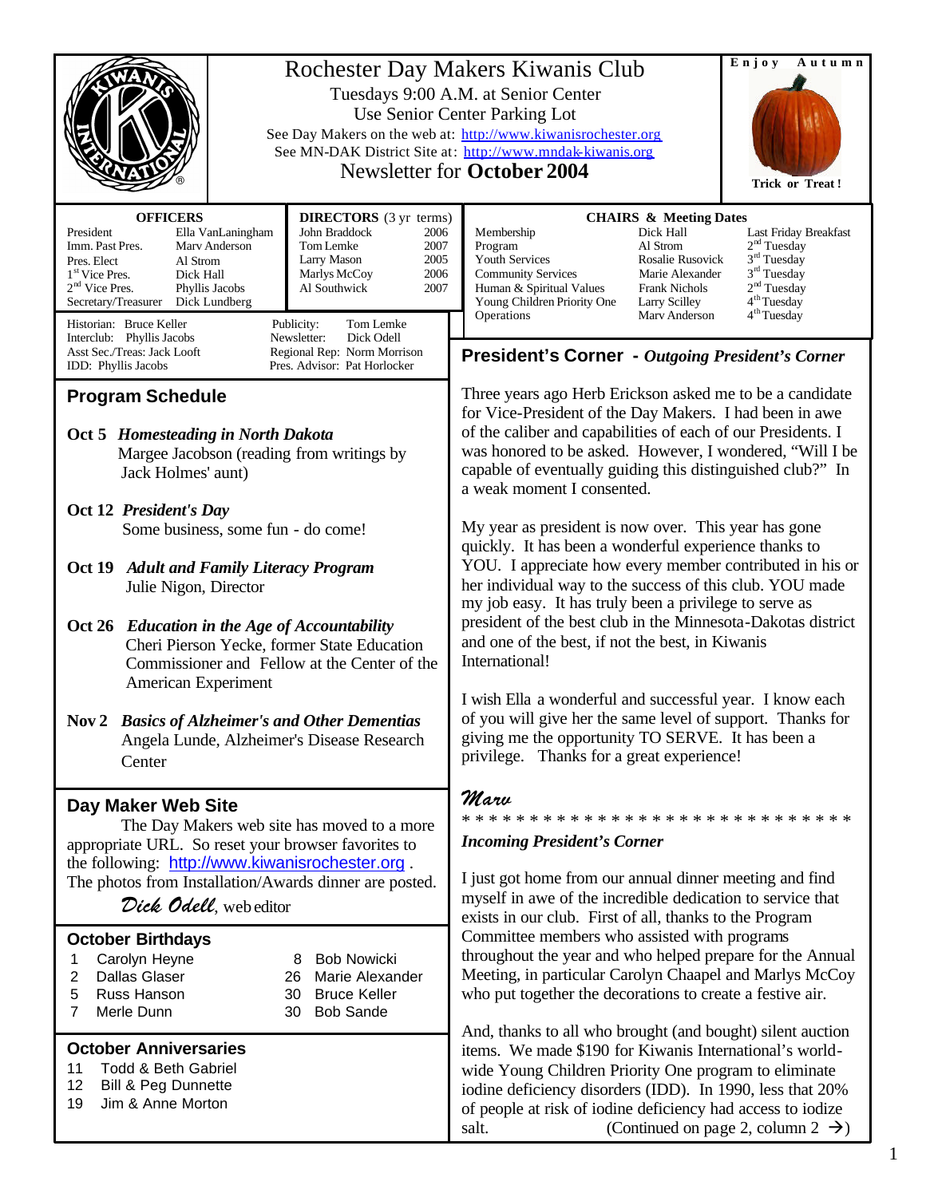# Rochester Day Makers Kiwanis Club

Tuesdays 9:00 A.M. at Senior Center
Use Senior Center Parking Lot
See Day Makers on the web at: http://www.kiwanisrochester.org
See MN-DAK District Site at: http://www.mndak-kiwanis.org

## Newsletter for **October 2004**

Enjoy Autumn

Trick or Treat !

| **OFFICERS** | |
|---|---|
| President | Ella VanLaningham |
| Imm. Past Pres. | Marv Anderson |
| Pres. Elect | Al Strom |
| 1st Vice Pres. | Dick Hall |
| 2nd Vice Pres. | Phyllis Jacobs |
| Secretary/Treasurer | Dick Lundberg |

| **DIRECTORS** (3 yr terms) | |
|---|---|
| John Braddock | 2006 |
| Tom Lemke | 2007 |
| Larry Mason | 2005 |
| Marlys McCoy | 2006 |
| Al Southwick | 2007 |

Historian: Bruce Keller
Interclub: Phyllis Jacobs
Asst Sec./Treas: Jack Looft
IDD: Phyllis Jacobs
Publicity: Tom Lemke
Newsletter: Dick Odell
Regional Rep: Norm Morrison
Pres. Advisor: Pat Horlocker

| **CHAIRS & Meeting Dates** | | |
|---|---|---|
| Membership | Dick Hall | Last Friday Breakfast |
| Program | Al Strom | 2nd Tuesday |
| Youth Services | Rosalie Rusovick | 3rd Tuesday |
| Community Services | Marie Alexander | 3rd Tuesday |
| Human & Spiritual Values | Frank Nichols | 2nd Tuesday |
| Young Children Priority One | Larry Scilley | 4th Tuesday |
| Operations | Marv Anderson | 4th Tuesday |

## Program Schedule

**Oct 5** ***Homesteading in North Dakota***
Margee Jacobson (reading from writings by Jack Holmes' aunt)

**Oct 12** ***President's Day***
Some business, some fun - do come!

**Oct 19** ***Adult and Family Literacy Program***
Julie Nigon, Director

**Oct 26** ***Education in the Age of Accountability***
Cheri Pierson Yecke, former State Education Commissioner and Fellow at the Center of the American Experiment

**Nov 2** ***Basics of Alzheimer's and Other Dementias***
Angela Lunde, Alzheimer's Disease Research Center

## Day Maker Web Site

The Day Makers web site has moved to a more appropriate URL. So reset your browser favorites to the following: http://www.kiwanisrochester.org . The photos from Installation/Awards dinner are posted.

*Dick Odell*, web editor

## October Birthdays

| | | | |
|---|---|---|---|
| 1 | Carolyn Heyne | 8 | Bob Nowicki |
| 2 | Dallas Glaser | 26 | Marie Alexander |
| 5 | Russ Hanson | 30 | Bruce Keller |
| 7 | Merle Dunn | 30 | Bob Sande |

## October Anniversaries

| | |
|---|---|
| 11 | Todd & Beth Gabriel |
| 12 | Bill & Peg Dunnette |
| 19 | Jim & Anne Morton |

## President's Corner - *Outgoing President's Corner*

Three years ago Herb Erickson asked me to be a candidate for Vice-President of the Day Makers. I had been in awe of the caliber and capabilities of each of our Presidents. I was honored to be asked. However, I wondered, "Will I be capable of eventually guiding this distinguished club?" In a weak moment I consented.

My year as president is now over. This year has gone quickly. It has been a wonderful experience thanks to YOU. I appreciate how every member contributed in his or her individual way to the success of this club. YOU made my job easy. It has truly been a privilege to serve as president of the best club in the Minnesota-Dakotas district and one of the best, if not the best, in Kiwanis International!

I wish Ella a wonderful and successful year. I know each of you will give her the same level of support. Thanks for giving me the opportunity TO SERVE. It has been a privilege. Thanks for a great experience!

*Marv*

* * * * * * * * * * * * * * * * * * * * * * * * * * * * * *

***Incoming President's Corner***

I just got home from our annual dinner meeting and find myself in awe of the incredible dedication to service that exists in our club. First of all, thanks to the Program Committee members who assisted with programs throughout the year and who helped prepare for the Annual Meeting, in particular Carolyn Chaapel and Marlys McCoy who put together the decorations to create a festive air.

And, thanks to all who brought (and bought) silent auction items. We made $190 for Kiwanis International's world-wide Young Children Priority One program to eliminate iodine deficiency disorders (IDD). In 1990, less that 20% of people at risk of iodine deficiency had access to iodize salt. (Continued on page 2, column 2 →)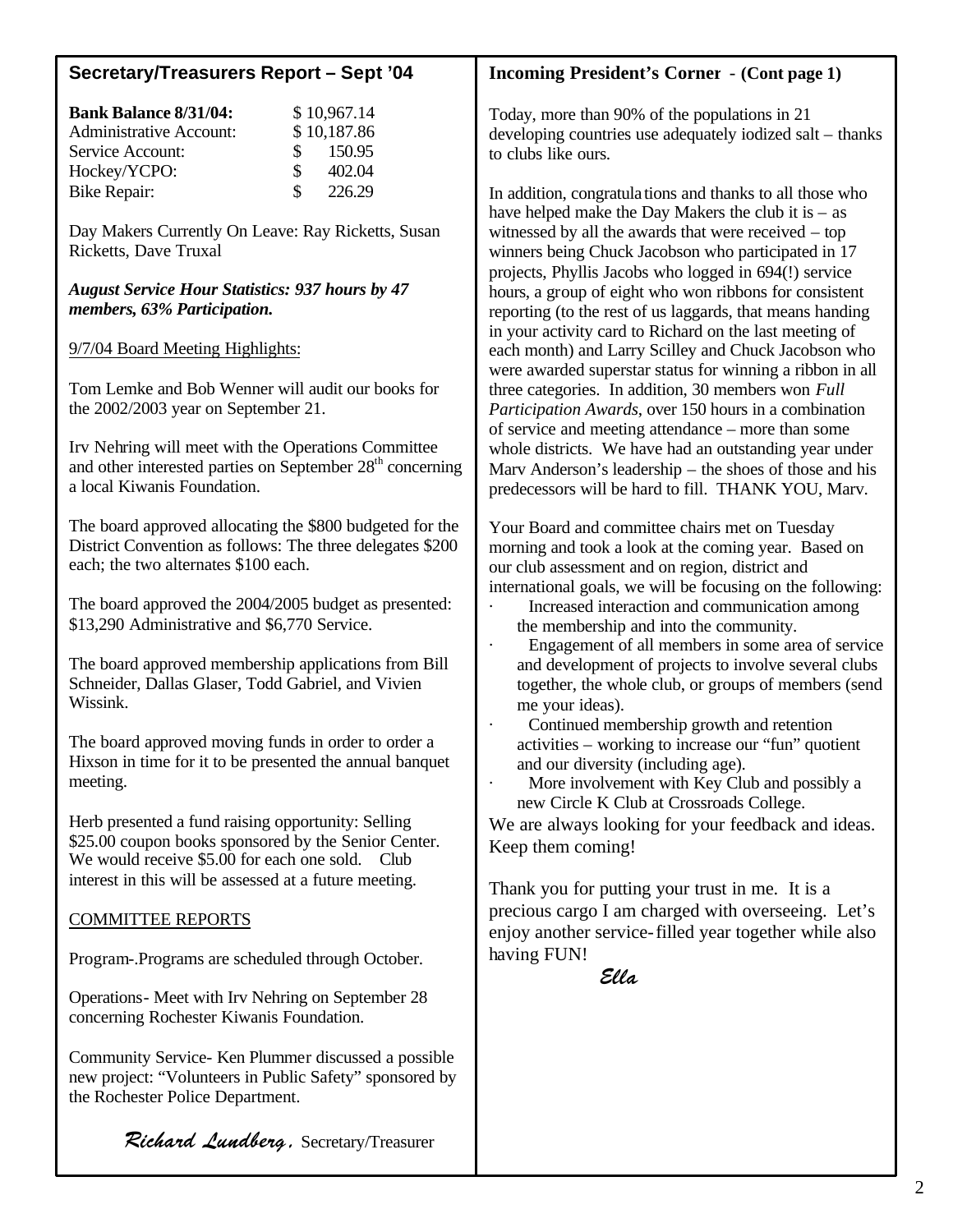## Secretary/Treasurers Report – Sept '04

| | |
|---|---|
| **Bank Balance 8/31/04:** | $ 10,967.14 |
| Administrative Account: | $ 10,187.86 |
| Service Account: | $ 150.95 |
| Hockey/YCPO: | $ 402.04 |
| Bike Repair: | $ 226.29 |

Day Makers Currently On Leave: Ray Ricketts, Susan Ricketts, Dave Truxal

***August Service Hour Statistics: 937 hours by 47 members, 63% Participation.***

9/7/04 Board Meeting Highlights:

Tom Lemke and Bob Wenner will audit our books for the 2002/2003 year on September 21.

Irv Nehring will meet with the Operations Committee and other interested parties on September 28th concerning a local Kiwanis Foundation.

The board approved allocating the $800 budgeted for the District Convention as follows: The three delegates $200 each; the two alternates $100 each.

The board approved the 2004/2005 budget as presented: $13,290 Administrative and $6,770 Service.

The board approved membership applications from Bill Schneider, Dallas Glaser, Todd Gabriel, and Vivien Wissink.

The board approved moving funds in order to order a Hixson in time for it to be presented the annual banquet meeting.

Herb presented a fund raising opportunity: Selling $25.00 coupon books sponsored by the Senior Center. We would receive $5.00 for each one sold. Club interest in this will be assessed at a future meeting.

COMMITTEE REPORTS

Program-.Programs are scheduled through October.

Operations- Meet with Irv Nehring on September 28 concerning Rochester Kiwanis Foundation.

Community Service- Ken Plummer discussed a possible new project: "Volunteers in Public Safety" sponsored by the Rochester Police Department.

*Richard Lundberg,* Secretary/Treasurer

## Incoming President's Corner - (Cont page 1)

Today, more than 90% of the populations in 21 developing countries use adequately iodized salt – thanks to clubs like ours.

In addition, congratulations and thanks to all those who have helped make the Day Makers the club it is – as witnessed by all the awards that were received – top winners being Chuck Jacobson who participated in 17 projects, Phyllis Jacobs who logged in 694(!) service hours, a group of eight who won ribbons for consistent reporting (to the rest of us laggards, that means handing in your activity card to Richard on the last meeting of each month) and Larry Scilley and Chuck Jacobson who were awarded superstar status for winning a ribbon in all three categories. In addition, 30 members won *Full Participation Awards*, over 150 hours in a combination of service and meeting attendance – more than some whole districts. We have had an outstanding year under Marv Anderson's leadership – the shoes of those and his predecessors will be hard to fill. THANK YOU, Marv.

Your Board and committee chairs met on Tuesday morning and took a look at the coming year. Based on our club assessment and on region, district and international goals, we will be focusing on the following:

- Increased interaction and communication among the membership and into the community.
- Engagement of all members in some area of service and development of projects to involve several clubs together, the whole club, or groups of members (send me your ideas).
- Continued membership growth and retention activities – working to increase our "fun" quotient and our diversity (including age).
- More involvement with Key Club and possibly a new Circle K Club at Crossroads College.

We are always looking for your feedback and ideas. Keep them coming!

Thank you for putting your trust in me. It is a precious cargo I am charged with overseeing. Let's enjoy another service-filled year together while also having FUN!

*Ella*